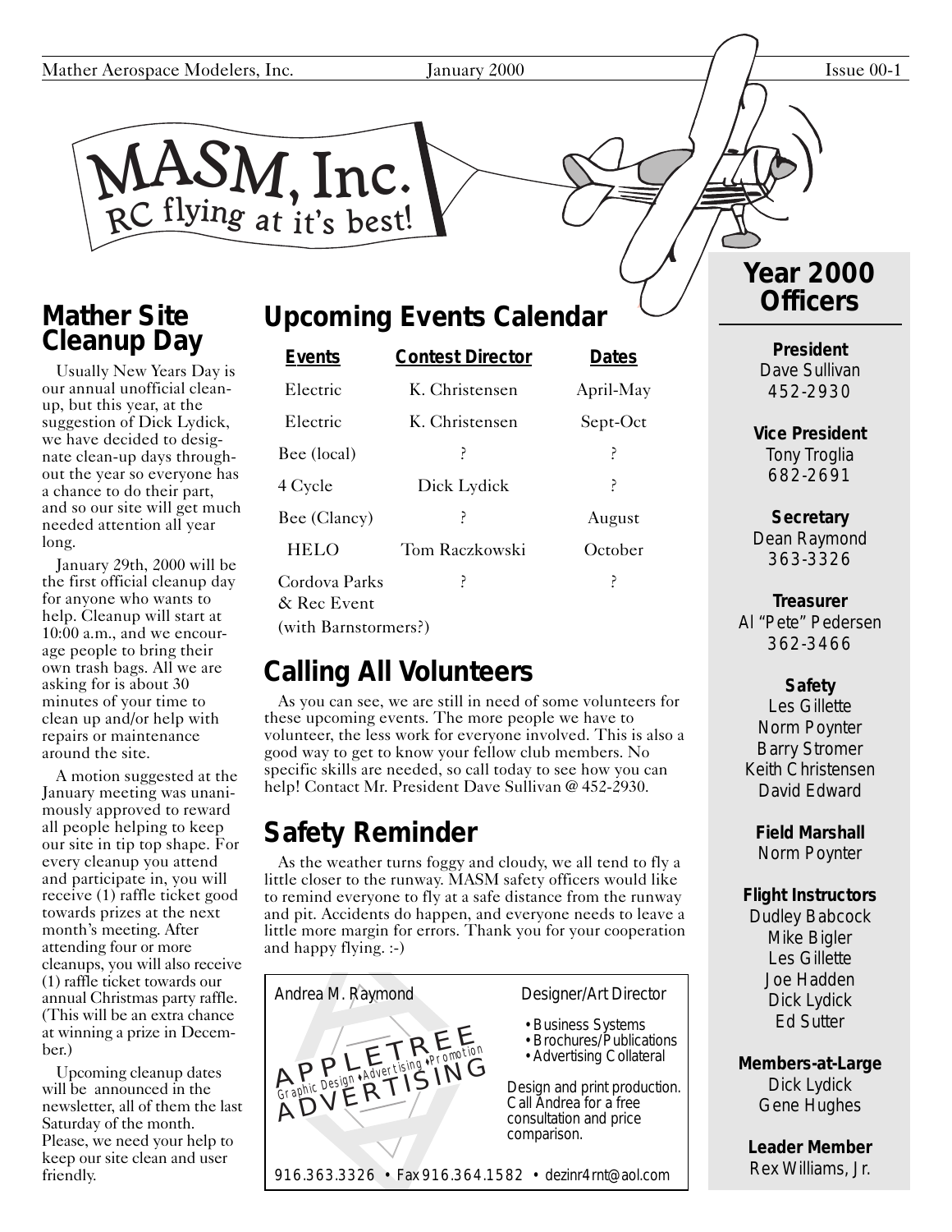# MASM, Inc.

RC flying at it's best!

## Mather Site Cleanup Day

Usually New Years Day is our annual unofficial clean-up, but this year, at the suggestion of Dick Lydick, we have decided to designate clean-up days throughout the year so everyone has a chance to do their part, and so our site will get much needed attention all year long.

January 29th, 2000 will be the first official cleanup day for anyone who wants to help. Cleanup will start at 10:00 a.m., and we encourage people to bring their own trash bags. All we are asking for is about 30 minutes of your time to clean up and/or help with repairs or maintenance around the site.

A motion suggested at the January meeting was unanimously approved to reward all people helping to keep our site in tip top shape. For every cleanup you attend and participate in, you will receive (1) raffle ticket good towards prizes at the next month's meeting. After attending four or more cleanups, you will also receive (1) raffle ticket towards our annual Christmas party raffle. (This will be an extra chance at winning a prize in December.)

Upcoming cleanup dates will be announced in the newsletter, all of them the last Saturday of the month. Please, we need your help to keep our site clean and user friendly.

## Upcoming Events Calendar

| Events | Contest Director | Dates |
|---|---|---|
| Electric | K. Christensen | April-May |
| Electric | K. Christensen | Sept-Oct |
| Bee (local) | ? | ? |
| 4 Cycle | Dick Lydick | ? |
| Bee (Clancy) | ? | August |
| HELO | Tom Raczkowski | October |
| Cordova Parks & Rec Event (with Barnstormers?) | ? | ? |

## Calling All Volunteers

As you can see, we are still in need of some volunteers for these upcoming events. The more people we have to volunteer, the less work for everyone involved. This is also a good way to get to know your fellow club members. No specific skills are needed, so call today to see how you can help! Contact Mr. President Dave Sullivan @ 452-2930.

## Safety Reminder

As the weather turns foggy and cloudy, we all tend to fly a little closer to the runway. MASM safety officers would like to remind everyone to fly at a safe distance from the runway and pit. Accidents do happen, and everyone needs to leave a little more margin for errors. Thank you for your cooperation and happy flying. :-)

Andrea M. Raymond — Designer/Art Director

APPLETREE ADVERTISING
Graphic Design • Advertising • Promotion

- Business Systems
- Brochures/Publications
- Advertising Collateral

Design and print production. Call Andrea for a free consultation and price comparison.

916.363.3326 • Fax 916.364.1582 • dezinr4rnt@aol.com

## Year 2000 Officers

**President**
Dave Sullivan
452-2930

**Vice President**
Tony Troglia
682-2691

**Secretary**
Dean Raymond
363-3326

**Treasurer**
Al "Pete" Pedersen
362-3466

**Safety**
Les Gillette
Norm Poynter
Barry Stromer
Keith Christensen
David Edward

**Field Marshall**
Norm Poynter

**Flight Instructors**
Dudley Babcock
Mike Bigler
Les Gillette
Joe Hadden
Dick Lydick
Ed Sutter

**Members-at-Large**
Dick Lydick
Gene Hughes

**Leader Member**
Rex Williams, Jr.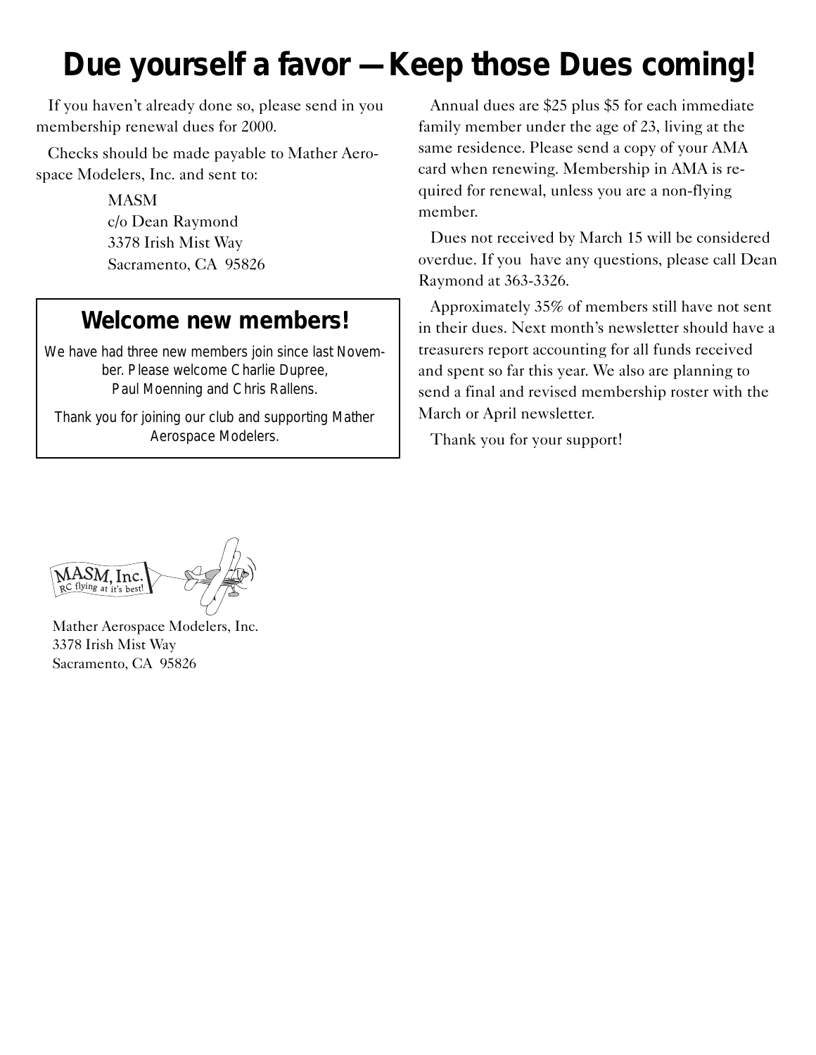# Due yourself a favor — Keep those Dues coming!

If you haven't already done so, please send in you membership renewal dues for 2000.

Checks should be made payable to Mather Aerospace Modelers, Inc. and sent to:

MASM  
c/o Dean Raymond  
3378 Irish Mist Way  
Sacramento, CA 95826

## Welcome new members!

We have had three new members join since last November. Please welcome Charlie Dupree, Paul Moenning and Chris Rallens.

Thank you for joining our club and supporting Mather Aerospace Modelers.

Annual dues are $25 plus $5 for each immediate family member under the age of 23, living at the same residence. Please send a copy of your AMA card when renewing. Membership in AMA is required for renewal, unless you are a non-flying member.

Dues not received by March 15 will be considered overdue. If you have any questions, please call Dean Raymond at 363-3326.

Approximately 35% of members still have not sent in their dues. Next month's newsletter should have a treasurers report accounting for all funds received and spent so far this year. We also are planning to send a final and revised membership roster with the March or April newsletter.

Thank you for your support!

MASM, Inc.  
RC flying at it's best!

Mather Aerospace Modelers, Inc.  
3378 Irish Mist Way  
Sacramento, CA 95826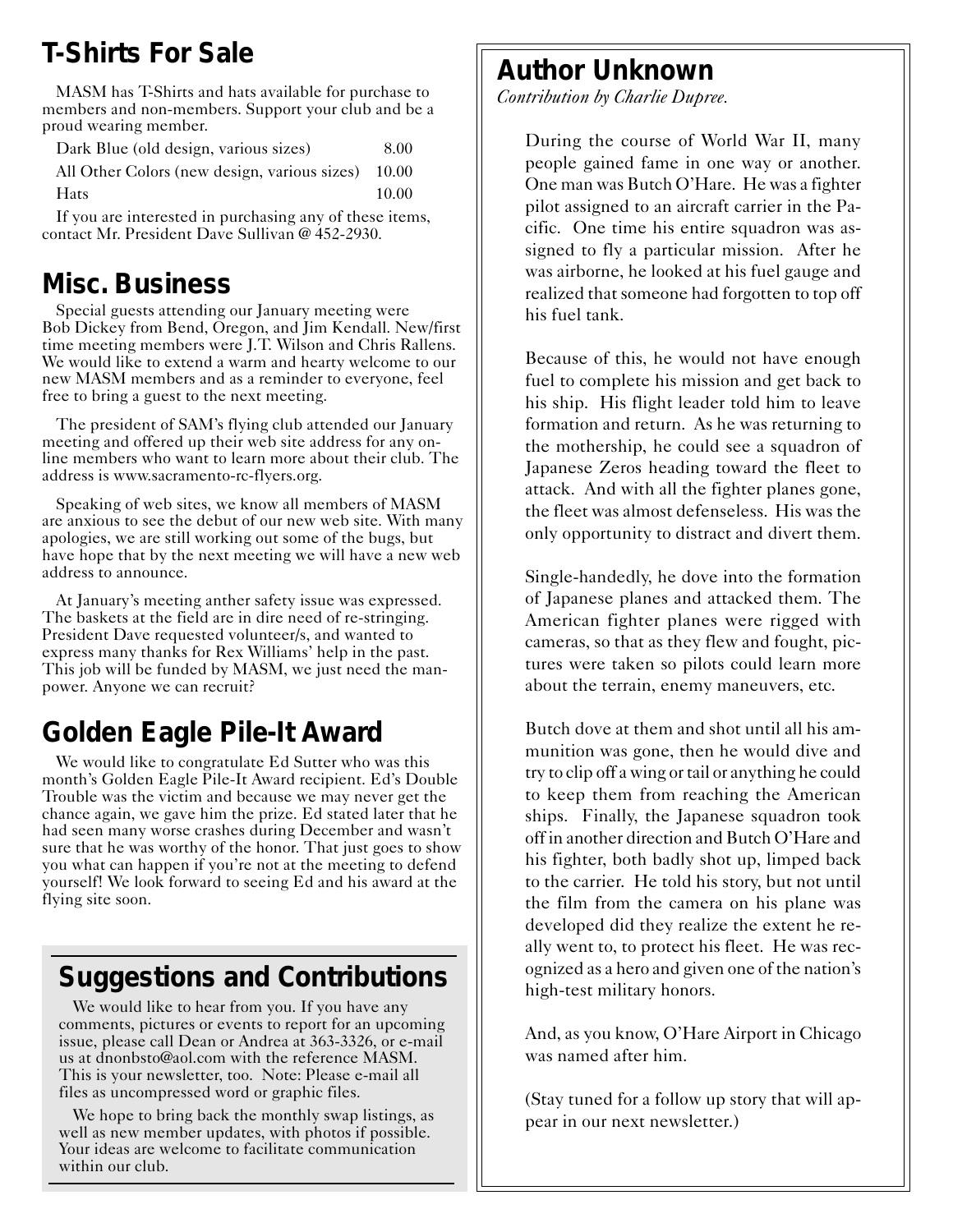## T-Shirts For Sale

MASM has T-Shirts and hats available for purchase to members and non-members. Support your club and be a proud wearing member.

| | |
|---|---|
| Dark Blue (old design, various sizes) | 8.00 |
| All Other Colors (new design, various sizes) | 10.00 |
| Hats | 10.00 |

If you are interested in purchasing any of these items, contact Mr. President Dave Sullivan @ 452-2930.

## Misc. Business

Special guests attending our January meeting were Bob Dickey from Bend, Oregon, and Jim Kendall. New/first time meeting members were J.T. Wilson and Chris Rallens. We would like to extend a warm and hearty welcome to our new MASM members and as a reminder to everyone, feel free to bring a guest to the next meeting.

The president of SAM's flying club attended our January meeting and offered up their web site address for any on-line members who want to learn more about their club. The address is www.sacramento-rc-flyers.org.

Speaking of web sites, we know all members of MASM are anxious to see the debut of our new web site. With many apologies, we are still working out some of the bugs, but have hope that by the next meeting we will have a new web address to announce.

At January's meeting anther safety issue was expressed. The baskets at the field are in dire need of re-stringing. President Dave requested volunteer/s, and wanted to express many thanks for Rex Williams' help in the past. This job will be funded by MASM, we just need the man-power. Anyone we can recruit?

## Golden Eagle Pile-It Award

We would like to congratulate Ed Sutter who was this month's Golden Eagle Pile-It Award recipient. Ed's Double Trouble was the victim and because we may never get the chance again, we gave him the prize. Ed stated later that he had seen many worse crashes during December and wasn't sure that he was worthy of the honor. That just goes to show you what can happen if you're not at the meeting to defend yourself! We look forward to seeing Ed and his award at the flying site soon.

## Suggestions and Contributions

We would like to hear from you. If you have any comments, pictures or events to report for an upcoming issue, please call Dean or Andrea at 363-3326, or e-mail us at dnonbsto@aol.com with the reference MASM. This is your newsletter, too. Note: Please e-mail all files as uncompressed word or graphic files.

We hope to bring back the monthly swap listings, as well as new member updates, with photos if possible. Your ideas are welcome to facilitate communication within our club.

## Author Unknown

*Contribution by Charlie Dupree.*

During the course of World War II, many people gained fame in one way or another. One man was Butch O'Hare. He was a fighter pilot assigned to an aircraft carrier in the Pacific. One time his entire squadron was assigned to fly a particular mission. After he was airborne, he looked at his fuel gauge and realized that someone had forgotten to top off his fuel tank.

Because of this, he would not have enough fuel to complete his mission and get back to his ship. His flight leader told him to leave formation and return. As he was returning to the mothership, he could see a squadron of Japanese Zeros heading toward the fleet to attack. And with all the fighter planes gone, the fleet was almost defenseless. His was the only opportunity to distract and divert them.

Single-handedly, he dove into the formation of Japanese planes and attacked them. The American fighter planes were rigged with cameras, so that as they flew and fought, pictures were taken so pilots could learn more about the terrain, enemy maneuvers, etc.

Butch dove at them and shot until all his ammunition was gone, then he would dive and try to clip off a wing or tail or anything he could to keep them from reaching the American ships. Finally, the Japanese squadron took off in another direction and Butch O'Hare and his fighter, both badly shot up, limped back to the carrier. He told his story, but not until the film from the camera on his plane was developed did they realize the extent he really went to, to protect his fleet. He was recognized as a hero and given one of the nation's high-test military honors.

And, as you know, O'Hare Airport in Chicago was named after him.

(Stay tuned for a follow up story that will appear in our next newsletter.)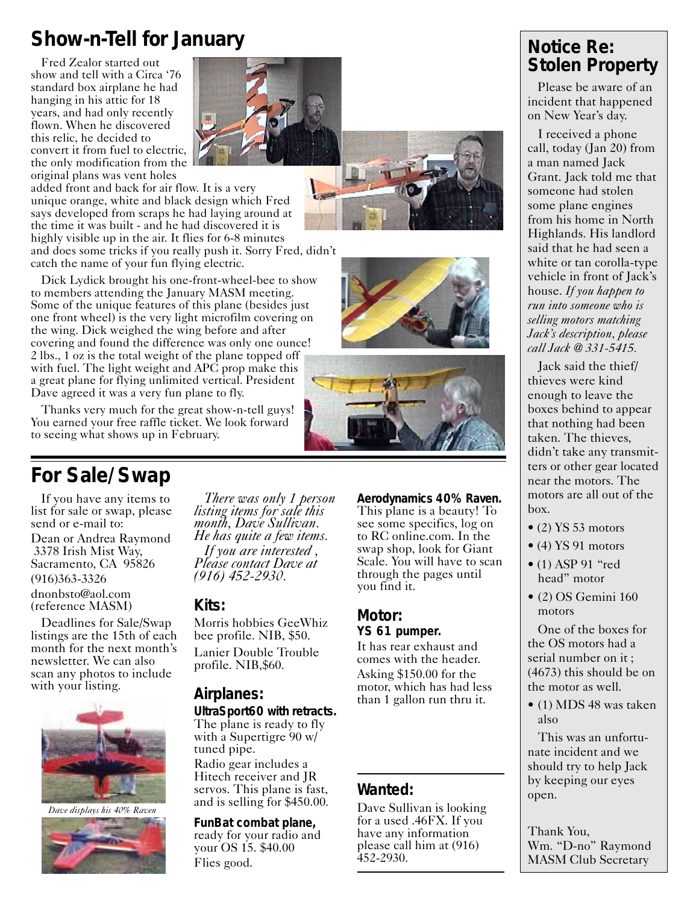## Show-n-Tell for January

Fred Zealor started out show and tell with a Circa '76 standard box airplane he had hanging in his attic for 18 years, and had only recently flown. When he discovered this relic, he decided to convert it from fuel to electric, the only modification from the original plans was vent holes added front and back for air flow. It is a very unique orange, white and black design which Fred says developed from scraps he had laying around at the time it was built - and he had discovered it is highly visible up in the air. It flies for 6-8 minutes and does some tricks if you really push it. Sorry Fred, didn't catch the name of your fun flying electric.

Dick Lydick brought his one-front-wheel-bee to show to members attending the January MASM meeting. Some of the unique features of this plane (besides just one front wheel) is the very light microfilm covering on the wing. Dick weighed the wing before and after covering and found the difference was only one ounce! 2 lbs., 1 oz is the total weight of the plane topped off with fuel. The light weight and APC prop make this a great plane for flying unlimited vertical. President Dave agreed it was a very fun plane to fly.

Thanks very much for the great show-n-tell guys! You earned your free raffle ticket. We look forward to seeing what shows up in February.

## For Sale/Swap

If you have any items to list for sale or swap, please send or e-mail to:

Dean or Andrea Raymond
3378 Irish Mist Way,
Sacramento, CA 95826
(916)363-3326
dnonbsto@aol.com
(reference MASM)

Deadlines for Sale/Swap listings are the 15th of each month for the next month's newsletter. We can also scan any photos to include with your listing.

*Dave displays his 40% Raven*

*There was only 1 person listing items for sale this month, Dave Sullivan. He has quite a few items.*

*If you are interested , Please contact Dave at (916) 452-2930.*

### Kits:

Morris hobbies GeeWhiz bee profile. NIB, $50.

Lanier Double Trouble profile. NIB,$60.

### Airplanes:

**UltraSport60 with retracts.** The plane is ready to fly with a Supertigre 90 w/ tuned pipe.

Radio gear includes a Hitech receiver and JR servos. This plane is fast, and is selling for $450.00.

**FunBat combat plane,** ready for your radio and your OS 15. $40.00
Flies good.

**Aerodynamics 40% Raven.** This plane is a beauty! To see some specifics, log on to RC online.com. In the swap shop, look for Giant Scale. You will have to scan through the pages until you find it.

### Motor:

**YS 61 pumper.**

It has rear exhaust and comes with the header.

Asking $150.00 for the motor, which has had less than 1 gallon run thru it.

### Wanted:

Dave Sullivan is looking for a used .46FX. If you have any information please call him at (916) 452-2930.

## Notice Re: Stolen Property

Please be aware of an incident that happened on New Year's day.

I received a phone call, today (Jan 20) from a man named Jack Grant. Jack told me that someone had stolen some plane engines from his home in North Highlands. His landlord said that he had seen a white or tan corolla-type vehicle in front of Jack's house. *If you happen to run into someone who is selling motors matching Jack's description, please call Jack @ 331-5415.*

Jack said the thief/ thieves were kind enough to leave the boxes behind to appear that nothing had been taken. The thieves, didn't take any transmitters or other gear located near the motors. The motors are all out of the box.

- (2) YS 53 motors
- (4) YS 91 motors
- (1) ASP 91 "red head" motor
- (2) OS Gemini 160 motors

One of the boxes for the OS motors had a serial number on it ; (4673) this should be on the motor as well.

- (1) MDS 48 was taken also

This was an unfortunate incident and we should try to help Jack by keeping our eyes open.

Thank You,
Wm. "D-no" Raymond
MASM Club Secretary